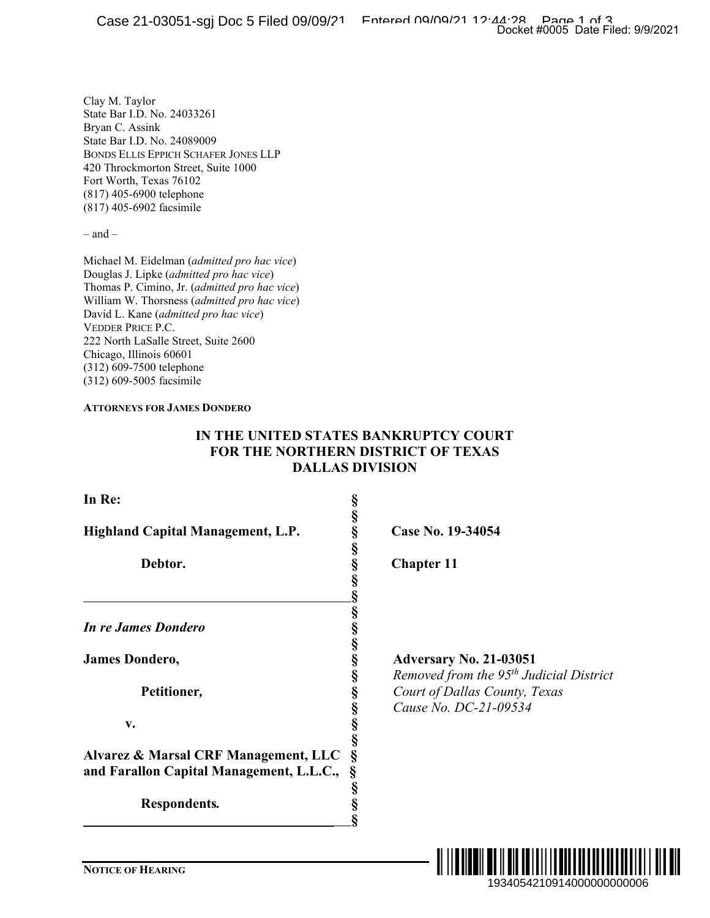Clay M. Taylor
State Bar I.D. No. 24033261
Bryan C. Assink
State Bar I.D. No. 24089009
BONDS ELLIS EPPICH SCHAFER JONES LLP
420 Throckmorton Street, Suite 1000
Fort Worth, Texas 76102
(817) 405-6900 telephone
(817) 405-6902 facsimile

– and –

Michael M. Eidelman (*admitted pro hac vice*)
Douglas J. Lipke (*admitted pro hac vice*)
Thomas P. Cimino, Jr. (*admitted pro hac vice*)
William W. Thorsness (*admitted pro hac vice*)
David L. Kane (*admitted pro hac vice*)
VEDDER PRICE P.C.
222 North LaSalle Street, Suite 2600
Chicago, Illinois 60601
(312) 609-7500 telephone
(312) 609-5005 facsimile

**ATTORNEYS FOR JAMES DONDERO**

**IN THE UNITED STATES BANKRUPTCY COURT
FOR THE NORTHERN DISTRICT OF TEXAS
DALLAS DIVISION**

| | | |
|---|---|---|
| **In Re:** | § | |
| **Highland Capital Management, L.P.** | § | **Case No. 19-34054** |
| **Debtor.** | § | **Chapter 11** |
| *In re James Dondero* | § | |
| **James Dondero,** | § | **Adversary No. 21-03051** |
| **Petitioner,** | § | *Removed from the 95th Judicial District Court of Dallas County, Texas Cause No. DC-21-09534* |
| **v.** | § | |
| **Alvarez & Marsal CRF Management, LLC and Farallon Capital Management, L.L.C.,** | § | |
| **Respondents.** | § | |

**NOTICE OF HEARING**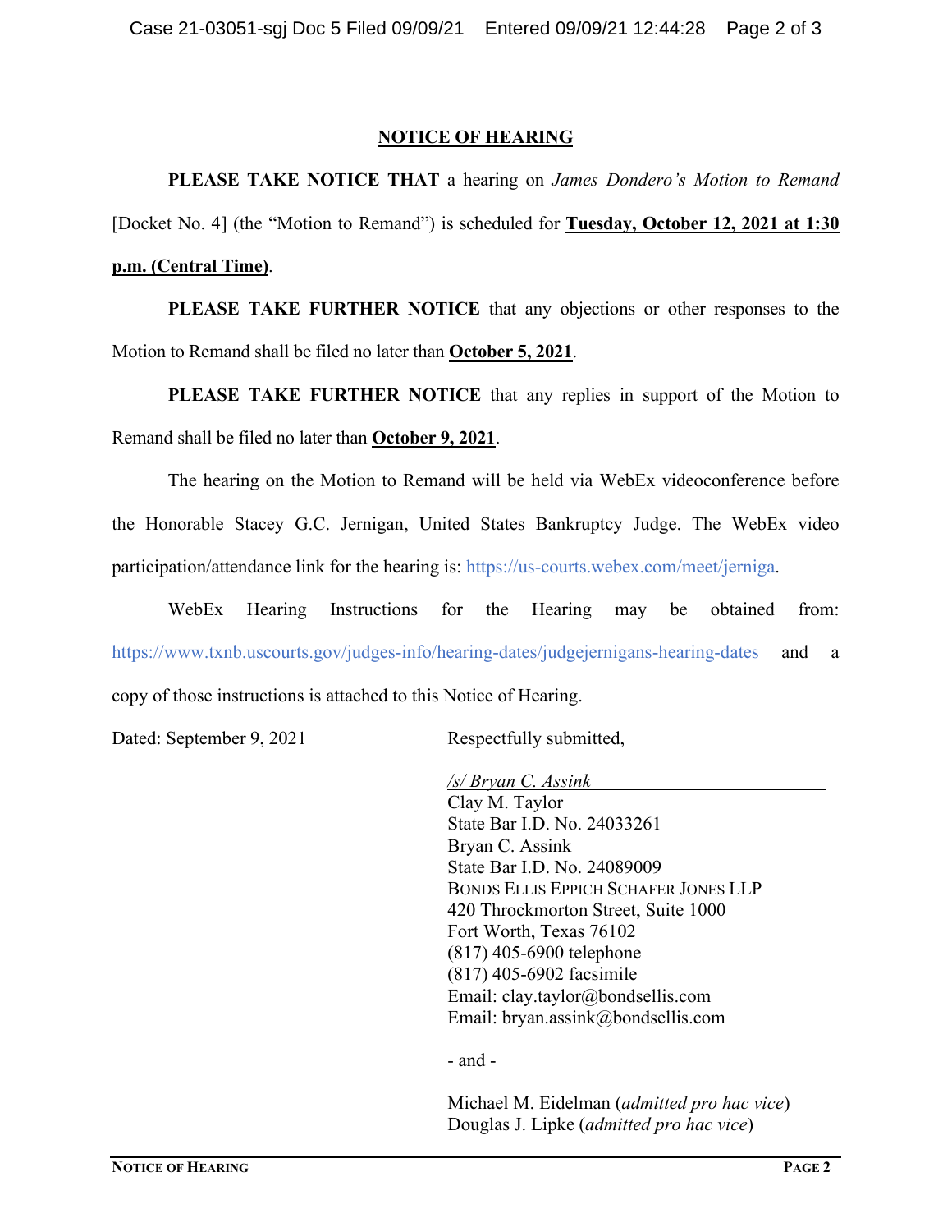## NOTICE OF HEARING

**PLEASE TAKE NOTICE THAT** a hearing on *James Dondero's Motion to Remand* [Docket No. 4] (the "Motion to Remand") is scheduled for **Tuesday, October 12, 2021 at 1:30 p.m. (Central Time)**.

**PLEASE TAKE FURTHER NOTICE** that any objections or other responses to the Motion to Remand shall be filed no later than **October 5, 2021**.

**PLEASE TAKE FURTHER NOTICE** that any replies in support of the Motion to Remand shall be filed no later than **October 9, 2021**.

The hearing on the Motion to Remand will be held via WebEx videoconference before the Honorable Stacey G.C. Jernigan, United States Bankruptcy Judge. The WebEx video participation/attendance link for the hearing is: https://us-courts.webex.com/meet/jerniga.

WebEx Hearing Instructions for the Hearing may be obtained from: https://www.txnb.uscourts.gov/judges-info/hearing-dates/judgejernigans-hearing-dates and a copy of those instructions is attached to this Notice of Hearing.

Dated: September 9, 2021

Respectfully submitted,

*/s/ Bryan C. Assink*
Clay M. Taylor
State Bar I.D. No. 24033261
Bryan C. Assink
State Bar I.D. No. 24089009
BONDS ELLIS EPPICH SCHAFER JONES LLP
420 Throckmorton Street, Suite 1000
Fort Worth, Texas 76102
(817) 405-6900 telephone
(817) 405-6902 facsimile
Email: clay.taylor@bondsellis.com
Email: bryan.assink@bondsellis.com

\- and -

Michael M. Eidelman (*admitted pro hac vice*)
Douglas J. Lipke (*admitted pro hac vice*)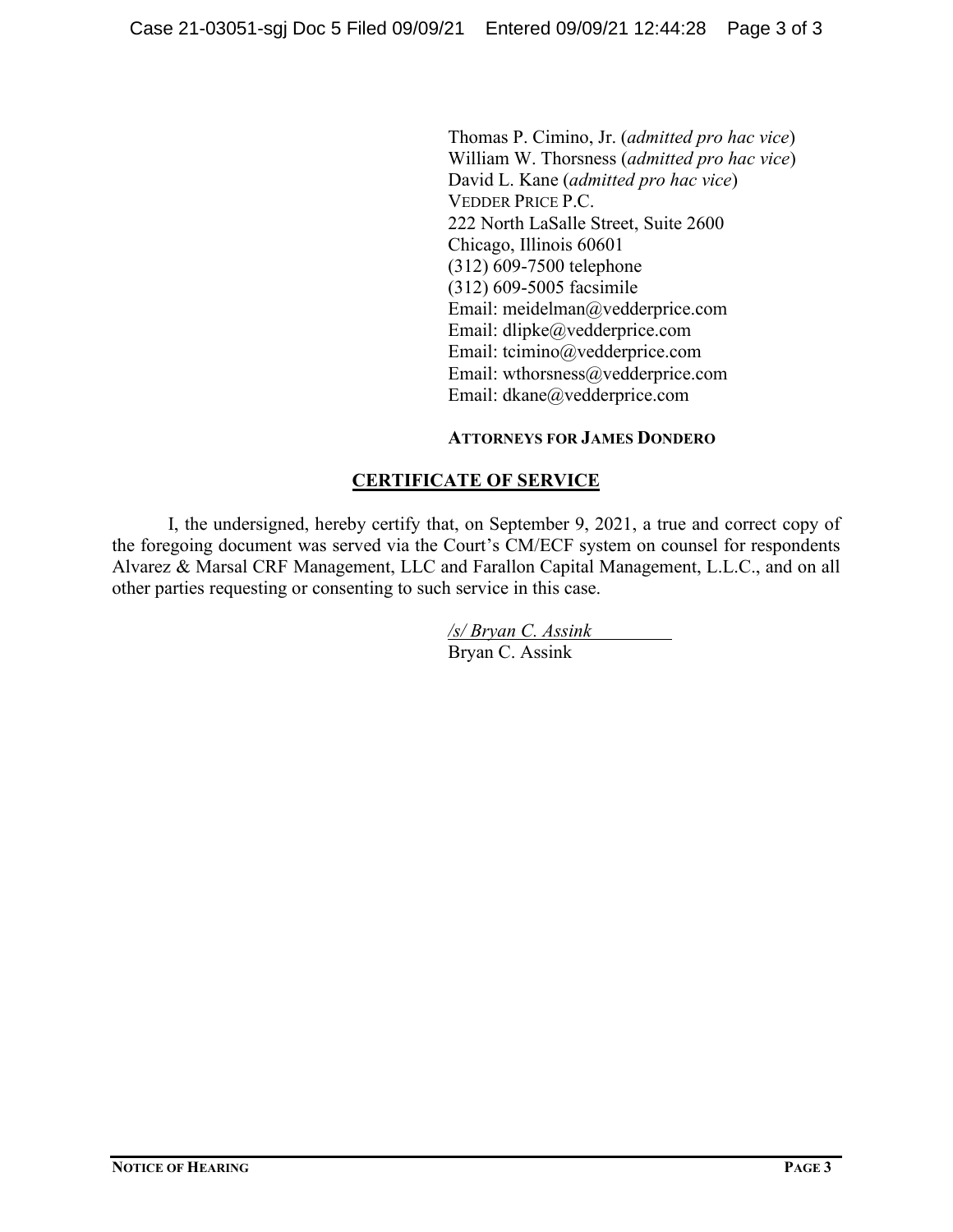Thomas P. Cimino, Jr. (*admitted pro hac vice*)
William W. Thorsness (*admitted pro hac vice*)
David L. Kane (*admitted pro hac vice*)
VEDDER PRICE P.C.
222 North LaSalle Street, Suite 2600
Chicago, Illinois 60601
(312) 609-7500 telephone
(312) 609-5005 facsimile
Email: meidelman@vedderprice.com
Email: dlipke@vedderprice.com
Email: tcimino@vedderprice.com
Email: wthorsness@vedderprice.com
Email: dkane@vedderprice.com

**ATTORNEYS FOR JAMES DONDERO**

## CERTIFICATE OF SERVICE

I, the undersigned, hereby certify that, on September 9, 2021, a true and correct copy of the foregoing document was served via the Court's CM/ECF system on counsel for respondents Alvarez & Marsal CRF Management, LLC and Farallon Capital Management, L.L.C., and on all other parties requesting or consenting to such service in this case.

*/s/ Bryan C. Assink*
Bryan C. Assink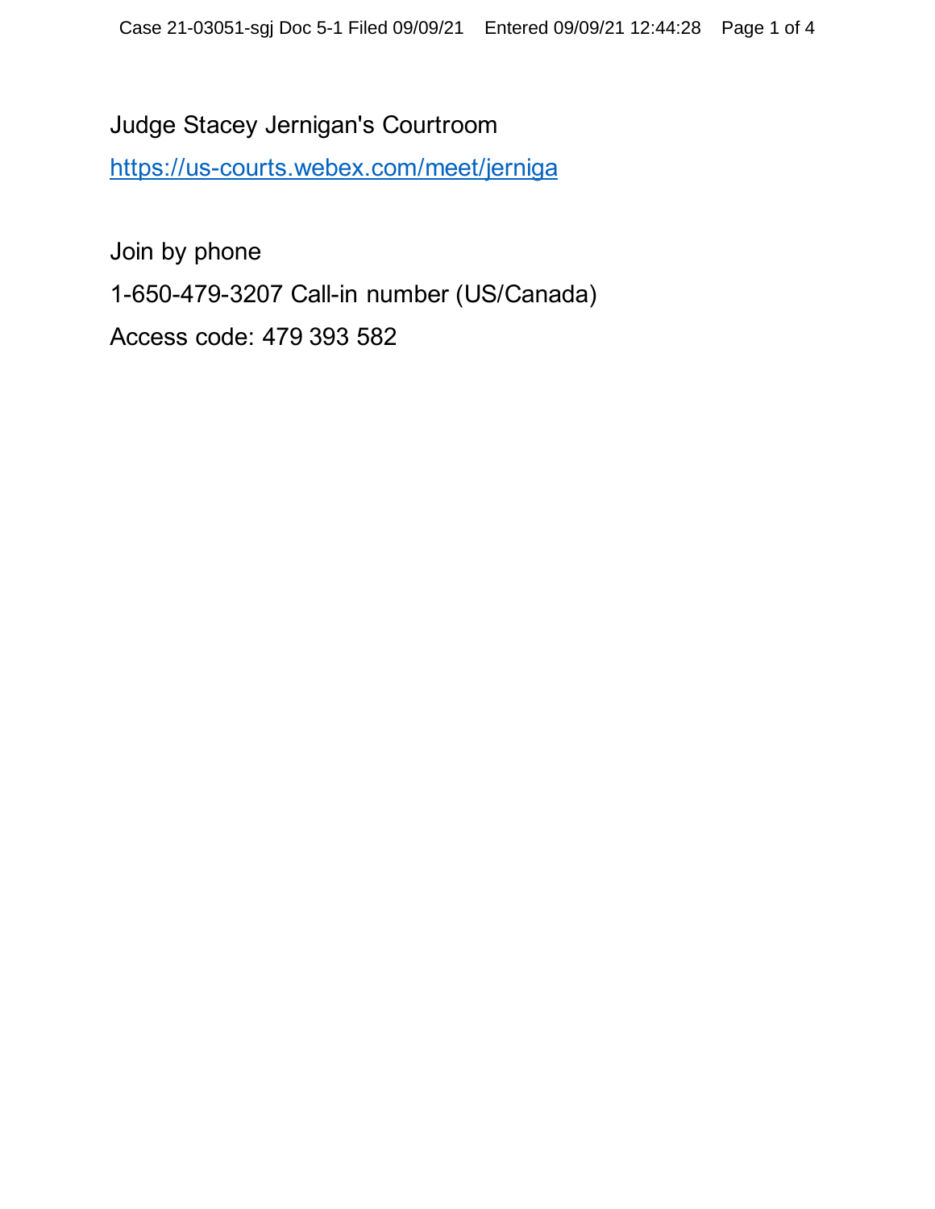Judge Stacey Jernigan's Courtroom

https://us-courts.webex.com/meet/jerniga

Join by phone

1-650-479-3207 Call-in number (US/Canada)

Access code: 479 393 582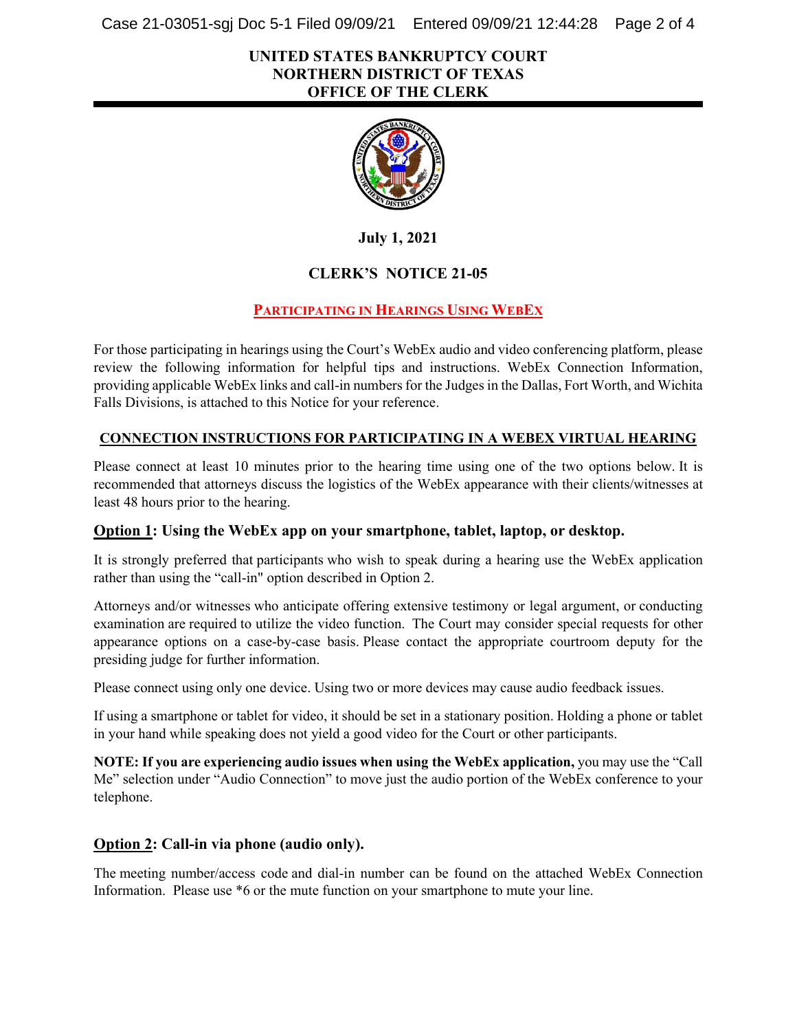**UNITED STATES BANKRUPTCY COURT**
**NORTHERN DISTRICT OF TEXAS**
**OFFICE OF THE CLERK**

**July 1, 2021**

## CLERK'S NOTICE 21-05

## PARTICIPATING IN HEARINGS USING WEBEX

For those participating in hearings using the Court's WebEx audio and video conferencing platform, please review the following information for helpful tips and instructions. WebEx Connection Information, providing applicable WebEx links and call-in numbers for the Judges in the Dallas, Fort Worth, and Wichita Falls Divisions, is attached to this Notice for your reference.

### CONNECTION INSTRUCTIONS FOR PARTICIPATING IN A WEBEX VIRTUAL HEARING

Please connect at least 10 minutes prior to the hearing time using one of the two options below. It is recommended that attorneys discuss the logistics of the WebEx appearance with their clients/witnesses at least 48 hours prior to the hearing.

### Option 1: Using the WebEx app on your smartphone, tablet, laptop, or desktop.

It is strongly preferred that participants who wish to speak during a hearing use the WebEx application rather than using the "call-in" option described in Option 2.

Attorneys and/or witnesses who anticipate offering extensive testimony or legal argument, or conducting examination are required to utilize the video function. The Court may consider special requests for other appearance options on a case-by-case basis. Please contact the appropriate courtroom deputy for the presiding judge for further information.

Please connect using only one device. Using two or more devices may cause audio feedback issues.

If using a smartphone or tablet for video, it should be set in a stationary position. Holding a phone or tablet in your hand while speaking does not yield a good video for the Court or other participants.

**NOTE: If you are experiencing audio issues when using the WebEx application,** you may use the "Call Me" selection under "Audio Connection" to move just the audio portion of the WebEx conference to your telephone.

### Option 2: Call-in via phone (audio only).

The meeting number/access code and dial-in number can be found on the attached WebEx Connection Information. Please use *6 or the mute function on your smartphone to mute your line.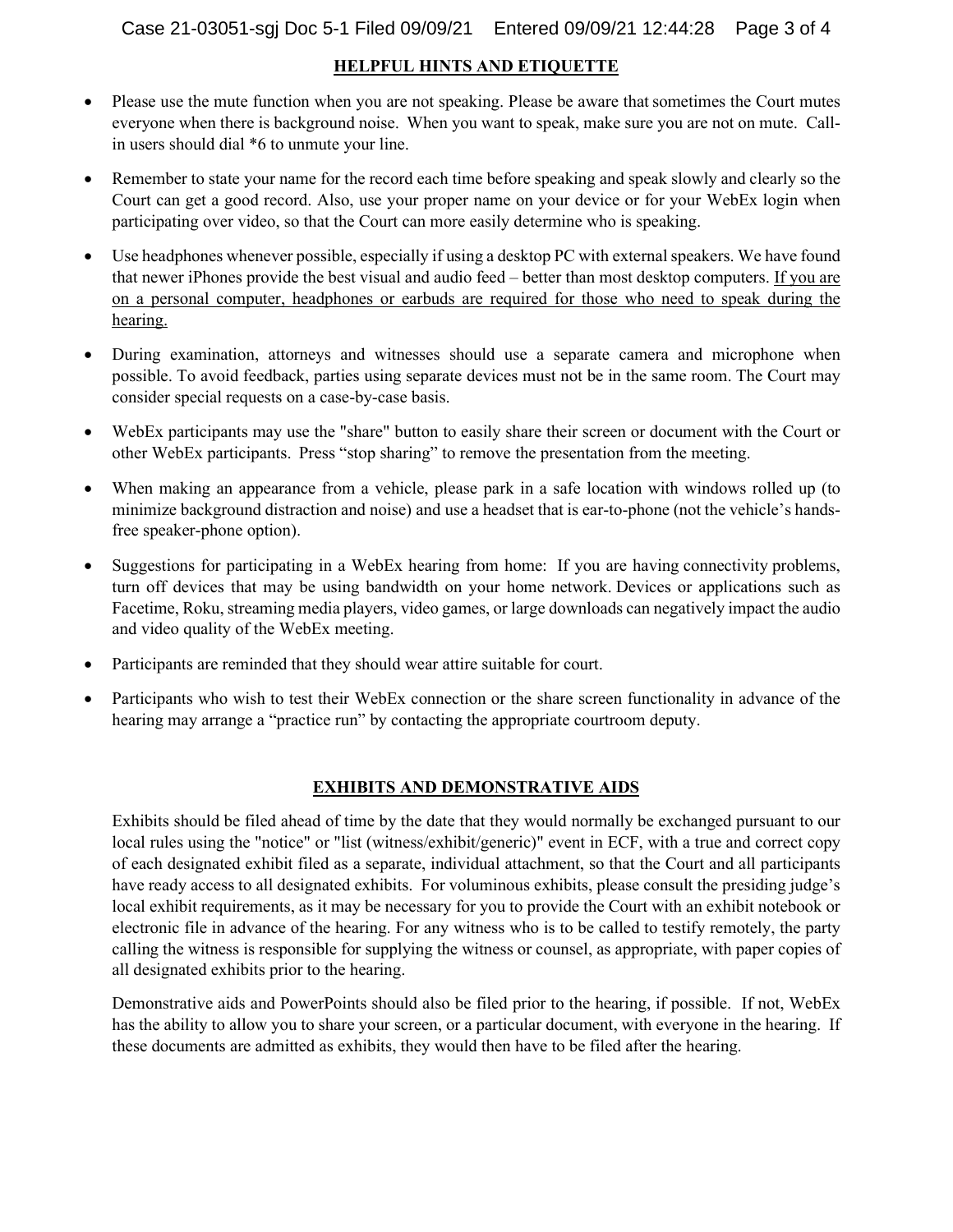## HELPFUL HINTS AND ETIQUETTE

- Please use the mute function when you are not speaking. Please be aware that sometimes the Court mutes everyone when there is background noise. When you want to speak, make sure you are not on mute. Call-in users should dial *6 to unmute your line.
- Remember to state your name for the record each time before speaking and speak slowly and clearly so the Court can get a good record. Also, use your proper name on your device or for your WebEx login when participating over video, so that the Court can more easily determine who is speaking.
- Use headphones whenever possible, especially if using a desktop PC with external speakers. We have found that newer iPhones provide the best visual and audio feed – better than most desktop computers. <u>If you are on a personal computer, headphones or earbuds are required for those who need to speak during the hearing.</u>
- During examination, attorneys and witnesses should use a separate camera and microphone when possible. To avoid feedback, parties using separate devices must not be in the same room. The Court may consider special requests on a case-by-case basis.
- WebEx participants may use the "share" button to easily share their screen or document with the Court or other WebEx participants. Press "stop sharing" to remove the presentation from the meeting.
- When making an appearance from a vehicle, please park in a safe location with windows rolled up (to minimize background distraction and noise) and use a headset that is ear-to-phone (not the vehicle's hands-free speaker-phone option).
- Suggestions for participating in a WebEx hearing from home: If you are having connectivity problems, turn off devices that may be using bandwidth on your home network. Devices or applications such as Facetime, Roku, streaming media players, video games, or large downloads can negatively impact the audio and video quality of the WebEx meeting.
- Participants are reminded that they should wear attire suitable for court.
- Participants who wish to test their WebEx connection or the share screen functionality in advance of the hearing may arrange a "practice run" by contacting the appropriate courtroom deputy.

## EXHIBITS AND DEMONSTRATIVE AIDS

Exhibits should be filed ahead of time by the date that they would normally be exchanged pursuant to our local rules using the "notice" or "list (witness/exhibit/generic)" event in ECF, with a true and correct copy of each designated exhibit filed as a separate, individual attachment, so that the Court and all participants have ready access to all designated exhibits. For voluminous exhibits, please consult the presiding judge's local exhibit requirements, as it may be necessary for you to provide the Court with an exhibit notebook or electronic file in advance of the hearing. For any witness who is to be called to testify remotely, the party calling the witness is responsible for supplying the witness or counsel, as appropriate, with paper copies of all designated exhibits prior to the hearing.

Demonstrative aids and PowerPoints should also be filed prior to the hearing, if possible. If not, WebEx has the ability to allow you to share your screen, or a particular document, with everyone in the hearing. If these documents are admitted as exhibits, they would then have to be filed after the hearing.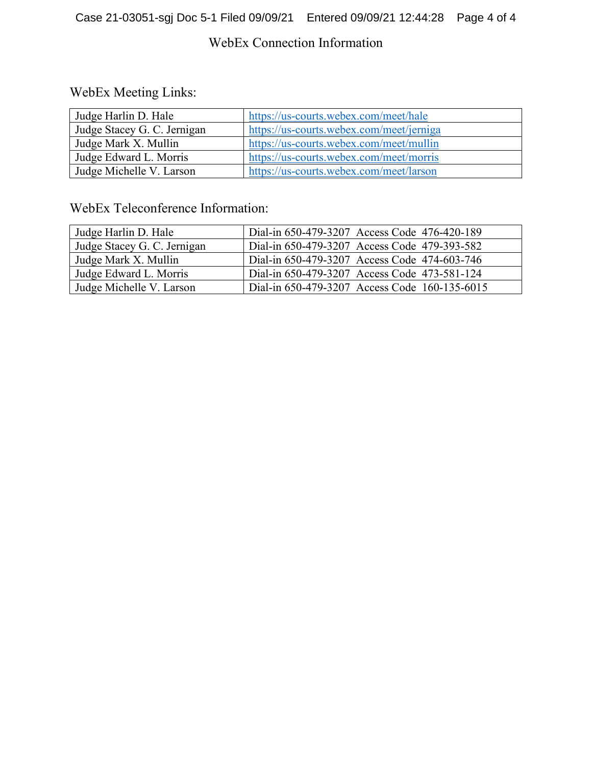# WebEx Connection Information

## WebEx Meeting Links:

| | |
|---|---|
| Judge Harlin D. Hale | https://us-courts.webex.com/meet/hale |
| Judge Stacey G. C. Jernigan | https://us-courts.webex.com/meet/jerniga |
| Judge Mark X. Mullin | https://us-courts.webex.com/meet/mullin |
| Judge Edward L. Morris | https://us-courts.webex.com/meet/morris |
| Judge Michelle V. Larson | https://us-courts.webex.com/meet/larson |

## WebEx Teleconference Information:

| | |
|---|---|
| Judge Harlin D. Hale | Dial-in 650-479-3207 Access Code 476-420-189 |
| Judge Stacey G. C. Jernigan | Dial-in 650-479-3207 Access Code 479-393-582 |
| Judge Mark X. Mullin | Dial-in 650-479-3207 Access Code 474-603-746 |
| Judge Edward L. Morris | Dial-in 650-479-3207 Access Code 473-581-124 |
| Judge Michelle V. Larson | Dial-in 650-479-3207 Access Code 160-135-6015 |